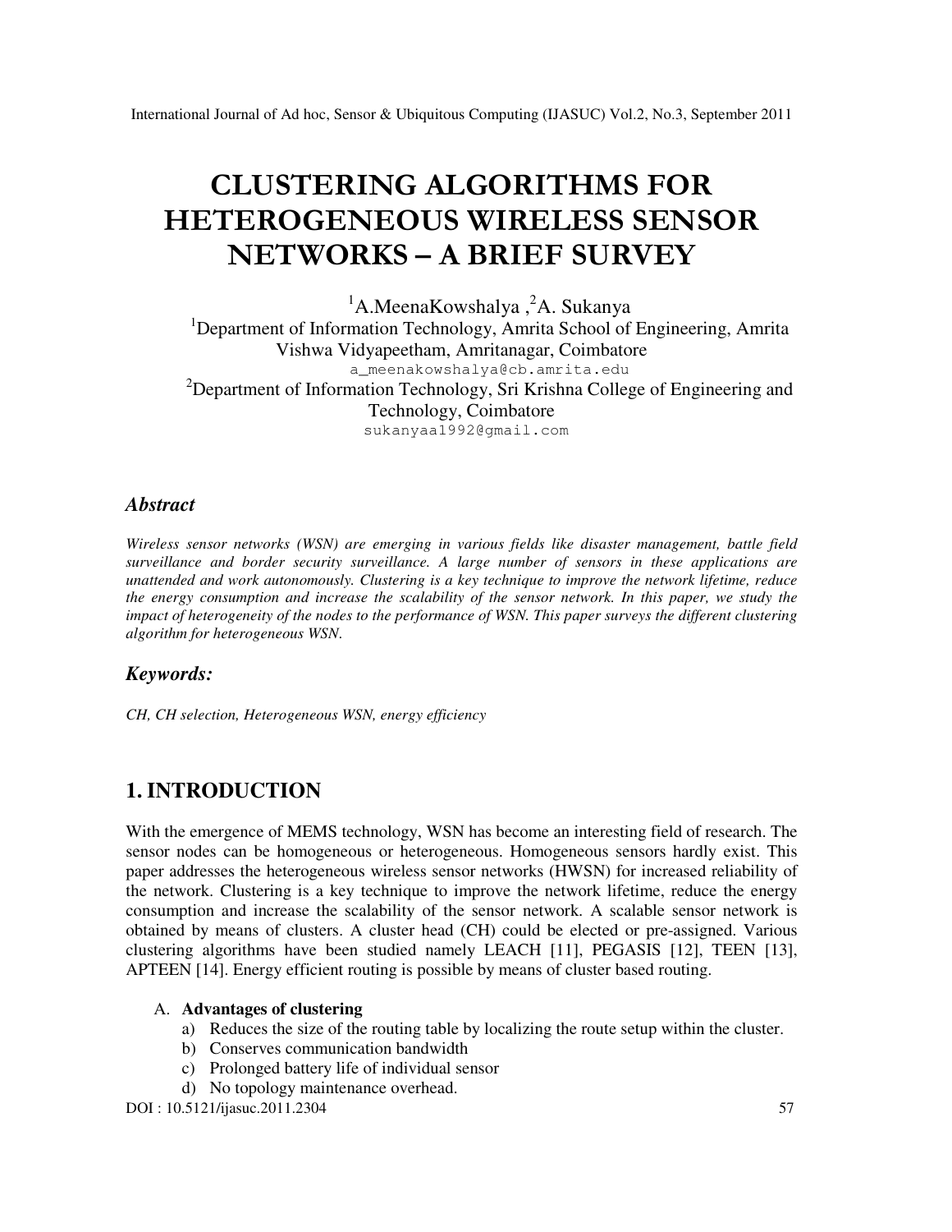# CLUSTERING ALGORITHMS FOR HETEROGENEOUS WIRELESS SENSOR NETWORKS – A BRIEF SURVEY

[1]A.MeenaKowshalya ,[2]A. Sukanya

[1]Department of Information Technology, Amrita School of Engineering, Amrita Vishwa Vidyapeetham, Amritanagar, Coimbatore

a_meenakowshalya@cb.amrita.edu

[2]Department of Information Technology, Sri Krishna College of Engineering and Technology, Coimbatore

sukanyaa1992@gmail.com

## *Abstract*

*Wireless sensor networks (WSN) are emerging in various fields like disaster management, battle field surveillance and border security surveillance. A large number of sensors in these applications are unattended and work autonomously. Clustering is a key technique to improve the network lifetime, reduce the energy consumption and increase the scalability of the sensor network. In this paper, we study the impact of heterogeneity of the nodes to the performance of WSN. This paper surveys the different clustering algorithm for heterogeneous WSN.*

## *Keywords:*

*CH, CH selection, Heterogeneous WSN, energy efficiency*

## 1. INTRODUCTION

With the emergence of MEMS technology, WSN has become an interesting field of research. The sensor nodes can be homogeneous or heterogeneous. Homogeneous sensors hardly exist. This paper addresses the heterogeneous wireless sensor networks (HWSN) for increased reliability of the network. Clustering is a key technique to improve the network lifetime, reduce the energy consumption and increase the scalability of the sensor network. A scalable sensor network is obtained by means of clusters. A cluster head (CH) could be elected or pre-assigned. Various clustering algorithms have been studied namely LEACH [11], PEGASIS [12], TEEN [13], APTEEN [14]. Energy efficient routing is possible by means of cluster based routing.

A. **Advantages of clustering**

a) Reduces the size of the routing table by localizing the route setup within the cluster.
b) Conserves communication bandwidth
c) Prolonged battery life of individual sensor
d) No topology maintenance overhead.

DOI : 10.5121/ijasuc.2011.2304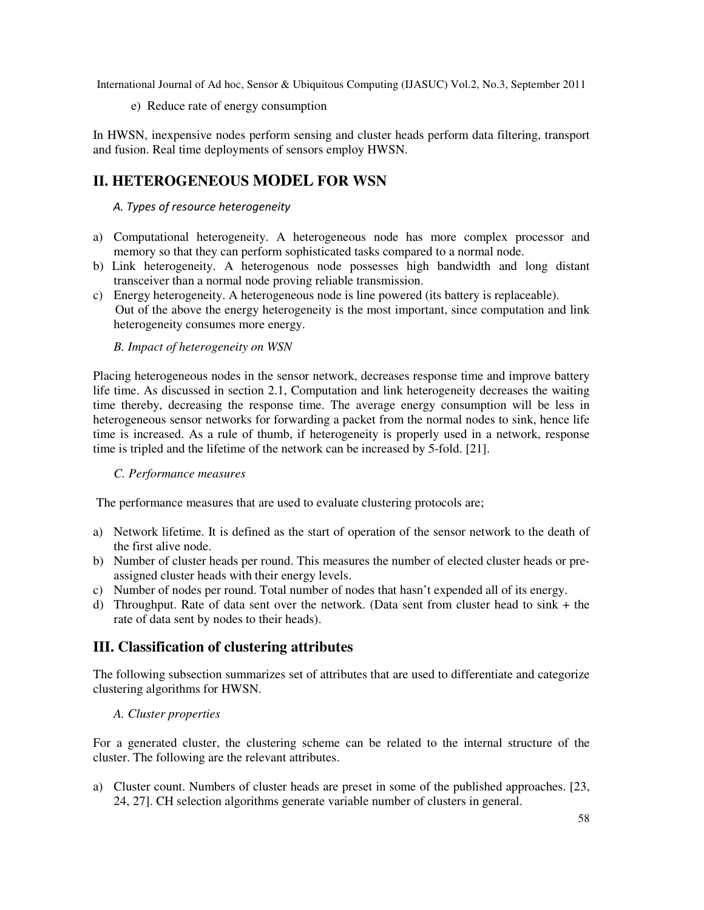e) Reduce rate of energy consumption

In HWSN, inexpensive nodes perform sensing and cluster heads perform data filtering, transport and fusion. Real time deployments of sensors employ HWSN.

## II. HETEROGENEOUS MODEL FOR WSN

### *A. Types of resource heterogeneity*

a) Computational heterogeneity. A heterogeneous node has more complex processor and memory so that they can perform sophisticated tasks compared to a normal node.
b) Link heterogeneity. A heterogenous node possesses high bandwidth and long distant transceiver than a normal node proving reliable transmission.
c) Energy heterogeneity. A heterogeneous node is line powered (its battery is replaceable). Out of the above the energy heterogeneity is the most important, since computation and link heterogeneity consumes more energy.

### *B. Impact of heterogeneity on WSN*

Placing heterogeneous nodes in the sensor network, decreases response time and improve battery life time. As discussed in section 2.1, Computation and link heterogeneity decreases the waiting time thereby, decreasing the response time. The average energy consumption will be less in heterogeneous sensor networks for forwarding a packet from the normal nodes to sink, hence life time is increased. As a rule of thumb, if heterogeneity is properly used in a network, response time is tripled and the lifetime of the network can be increased by 5-fold. [21].

### *C. Performance measures*

The performance measures that are used to evaluate clustering protocols are;

a) Network lifetime. It is defined as the start of operation of the sensor network to the death of the first alive node.
b) Number of cluster heads per round. This measures the number of elected cluster heads or pre-assigned cluster heads with their energy levels.
c) Number of nodes per round. Total number of nodes that hasn't expended all of its energy.
d) Throughput. Rate of data sent over the network. (Data sent from cluster head to sink + the rate of data sent by nodes to their heads).

## III. Classification of clustering attributes

The following subsection summarizes set of attributes that are used to differentiate and categorize clustering algorithms for HWSN.

### *A. Cluster properties*

For a generated cluster, the clustering scheme can be related to the internal structure of the cluster. The following are the relevant attributes.

a) Cluster count. Numbers of cluster heads are preset in some of the published approaches. [23, 24, 27]. CH selection algorithms generate variable number of clusters in general.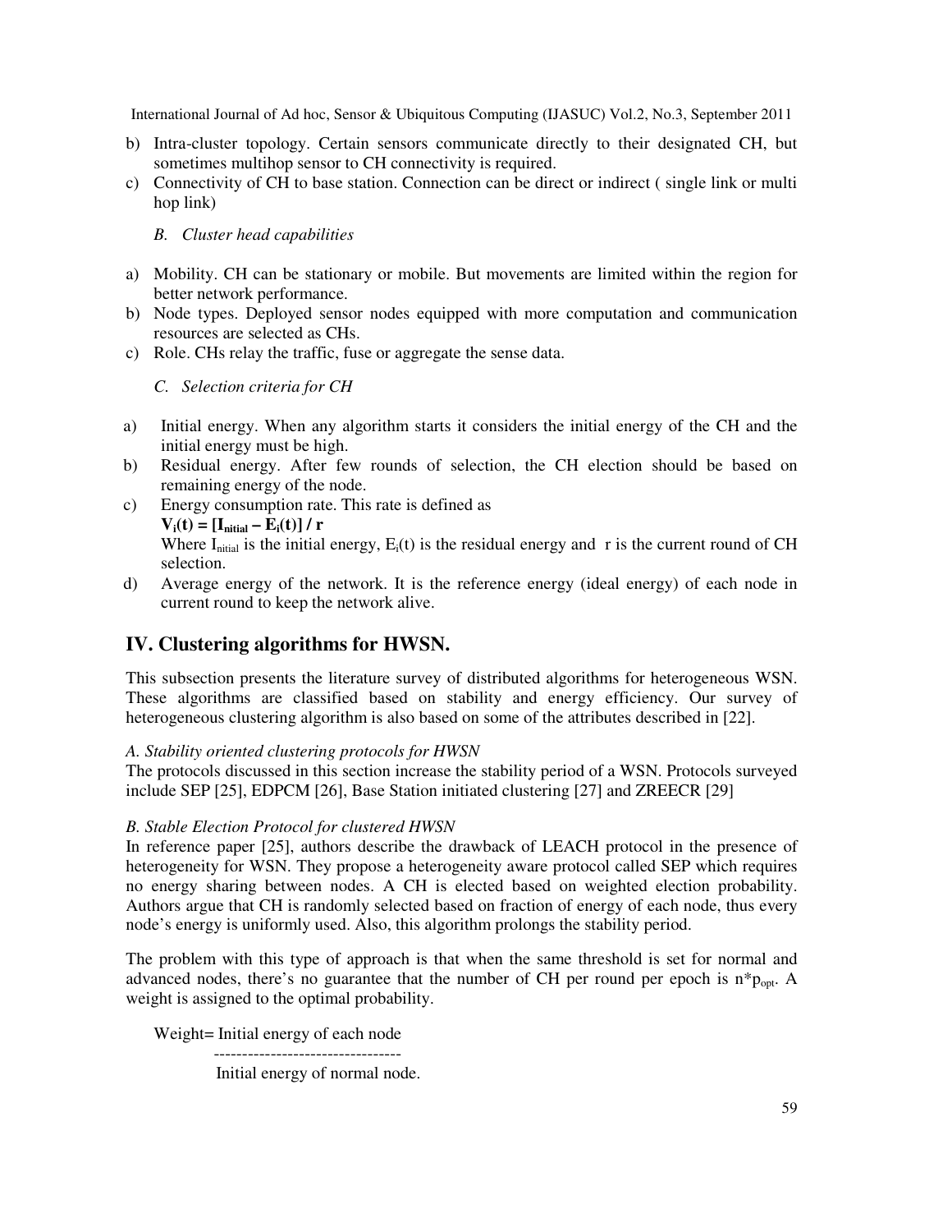b) Intra-cluster topology. Certain sensors communicate directly to their designated CH, but sometimes multihop sensor to CH connectivity is required.
c) Connectivity of CH to base station. Connection can be direct or indirect ( single link or multi hop link)

*B. Cluster head capabilities*

a) Mobility. CH can be stationary or mobile. But movements are limited within the region for better network performance.
b) Node types. Deployed sensor nodes equipped with more computation and communication resources are selected as CHs.
c) Role. CHs relay the traffic, fuse or aggregate the sense data.

*C. Selection criteria for CH*

a) Initial energy. When any algorithm starts it considers the initial energy of the CH and the initial energy must be high.
b) Residual energy. After few rounds of selection, the CH election should be based on remaining energy of the node.
c) Energy consumption rate. This rate is defined as
   $\mathbf{V_i(t) = [I_{nitial} - E_i(t)] / r}$
   Where $I_{nitial}$ is the initial energy, $E_i(t)$ is the residual energy and r is the current round of CH selection.
d) Average energy of the network. It is the reference energy (ideal energy) of each node in current round to keep the network alive.

## IV. Clustering algorithms for HWSN.

This subsection presents the literature survey of distributed algorithms for heterogeneous WSN. These algorithms are classified based on stability and energy efficiency. Our survey of heterogeneous clustering algorithm is also based on some of the attributes described in [22].

*A. Stability oriented clustering protocols for HWSN*

The protocols discussed in this section increase the stability period of a WSN. Protocols surveyed include SEP [25], EDPCM [26], Base Station initiated clustering [27] and ZREECR [29]

*B. Stable Election Protocol for clustered HWSN*

In reference paper [25], authors describe the drawback of LEACH protocol in the presence of heterogeneity for WSN. They propose a heterogeneity aware protocol called SEP which requires no energy sharing between nodes. A CH is elected based on weighted election probability. Authors argue that CH is randomly selected based on fraction of energy of each node, thus every node's energy is uniformly used. Also, this algorithm prolongs the stability period.

The problem with this type of approach is that when the same threshold is set for normal and advanced nodes, there's no guarantee that the number of CH per round per epoch is $n*p_{opt}$. A weight is assigned to the optimal probability.

$$\text{Weight} = \frac{\text{Initial energy of each node}}{\text{Initial energy of normal node.}}$$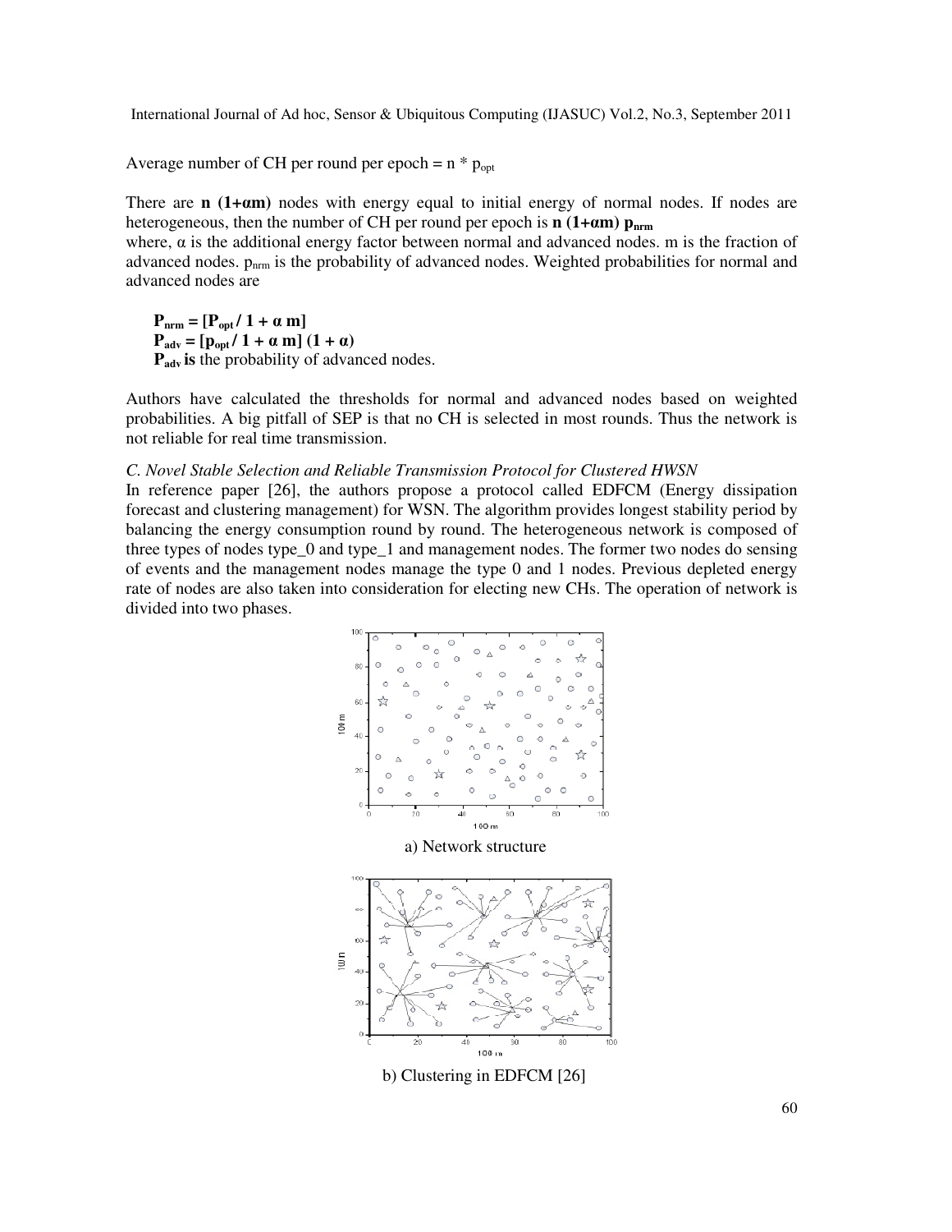Average number of CH per round per epoch = $n * p_{opt}$

There are **n (1+αm)** nodes with energy equal to initial energy of normal nodes. If nodes are heterogeneous, then the number of CH per round per epoch is **n (1+αm) $p_{nrm}$**
where, α is the additional energy factor between normal and advanced nodes. m is the fraction of advanced nodes. $p_{nrm}$ is the probability of advanced nodes. Weighted probabilities for normal and advanced nodes are

$$P_{nrm} = [P_{opt} / 1 + \alpha\, m]$$
$$P_{adv} = [p_{opt} / 1 + \alpha\, m]\,(1 + \alpha)$$

**$P_{adv}$ is** the probability of advanced nodes.

Authors have calculated the thresholds for normal and advanced nodes based on weighted probabilities. A big pitfall of SEP is that no CH is selected in most rounds. Thus the network is not reliable for real time transmission.

*C. Novel Stable Selection and Reliable Transmission Protocol for Clustered HWSN*

In reference paper [26], the authors propose a protocol called EDFCM (Energy dissipation forecast and clustering management) for WSN. The algorithm provides longest stability period by balancing the energy consumption round by round. The heterogeneous network is composed of three types of nodes type_0 and type_1 and management nodes. The former two nodes do sensing of events and the management nodes manage the type 0 and 1 nodes. Previous depleted energy rate of nodes are also taken into consideration for electing new CHs. The operation of network is divided into two phases.

a) Network structure

b) Clustering in EDFCM [26]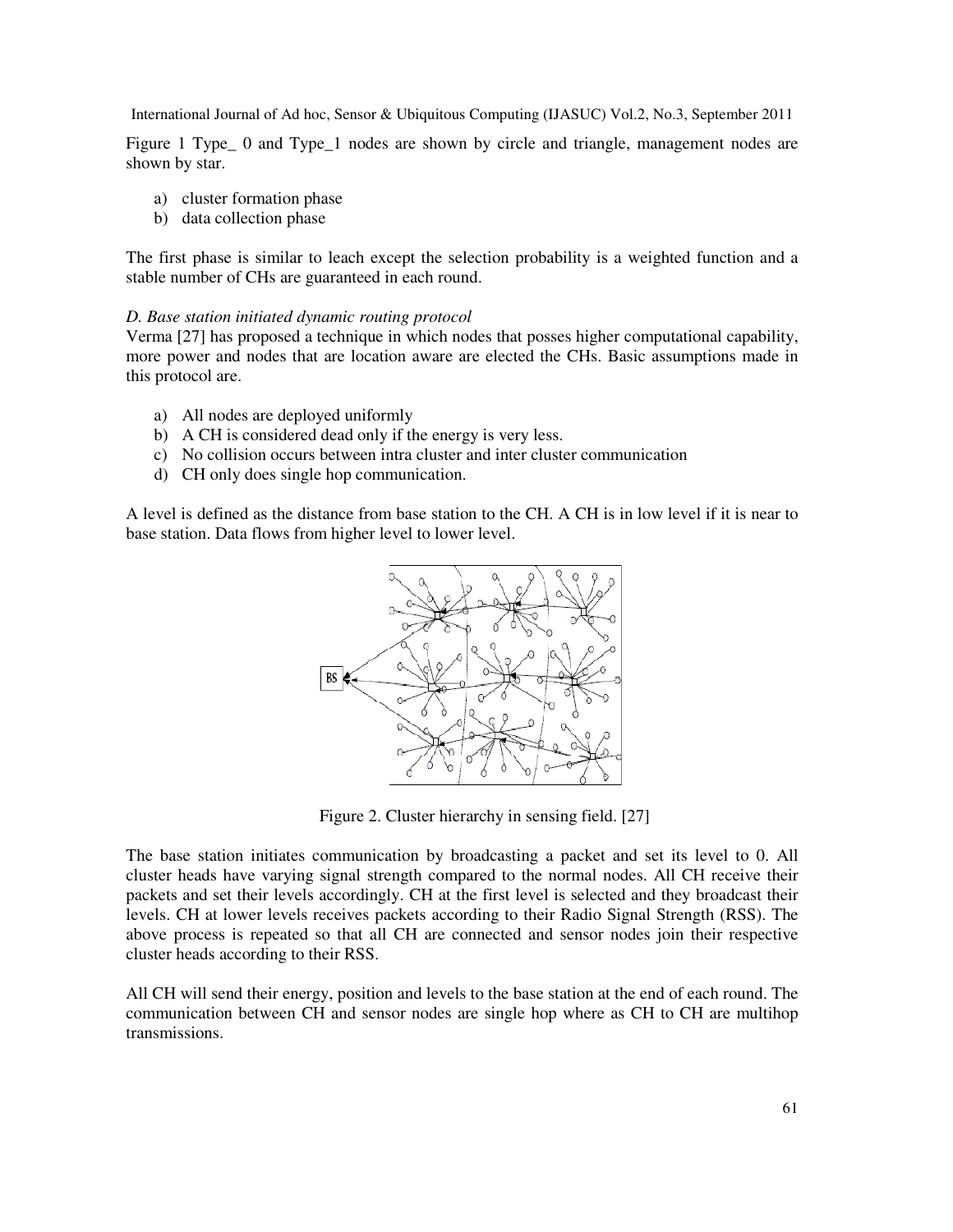Figure 1 Type_ 0 and Type_1 nodes are shown by circle and triangle, management nodes are shown by star.

a) cluster formation phase
b) data collection phase

The first phase is similar to leach except the selection probability is a weighted function and a stable number of CHs are guaranteed in each round.

*D. Base station initiated dynamic routing protocol*

Verma [27] has proposed a technique in which nodes that posses higher computational capability, more power and nodes that are location aware are elected the CHs. Basic assumptions made in this protocol are.

a) All nodes are deployed uniformly
b) A CH is considered dead only if the energy is very less.
c) No collision occurs between intra cluster and inter cluster communication
d) CH only does single hop communication.

A level is defined as the distance from base station to the CH. A CH is in low level if it is near to base station. Data flows from higher level to lower level.

Figure 2. Cluster hierarchy in sensing field. [27]

The base station initiates communication by broadcasting a packet and set its level to 0. All cluster heads have varying signal strength compared to the normal nodes. All CH receive their packets and set their levels accordingly. CH at the first level is selected and they broadcast their levels. CH at lower levels receives packets according to their Radio Signal Strength (RSS). The above process is repeated so that all CH are connected and sensor nodes join their respective cluster heads according to their RSS.

All CH will send their energy, position and levels to the base station at the end of each round. The communication between CH and sensor nodes are single hop where as CH to CH are multihop transmissions.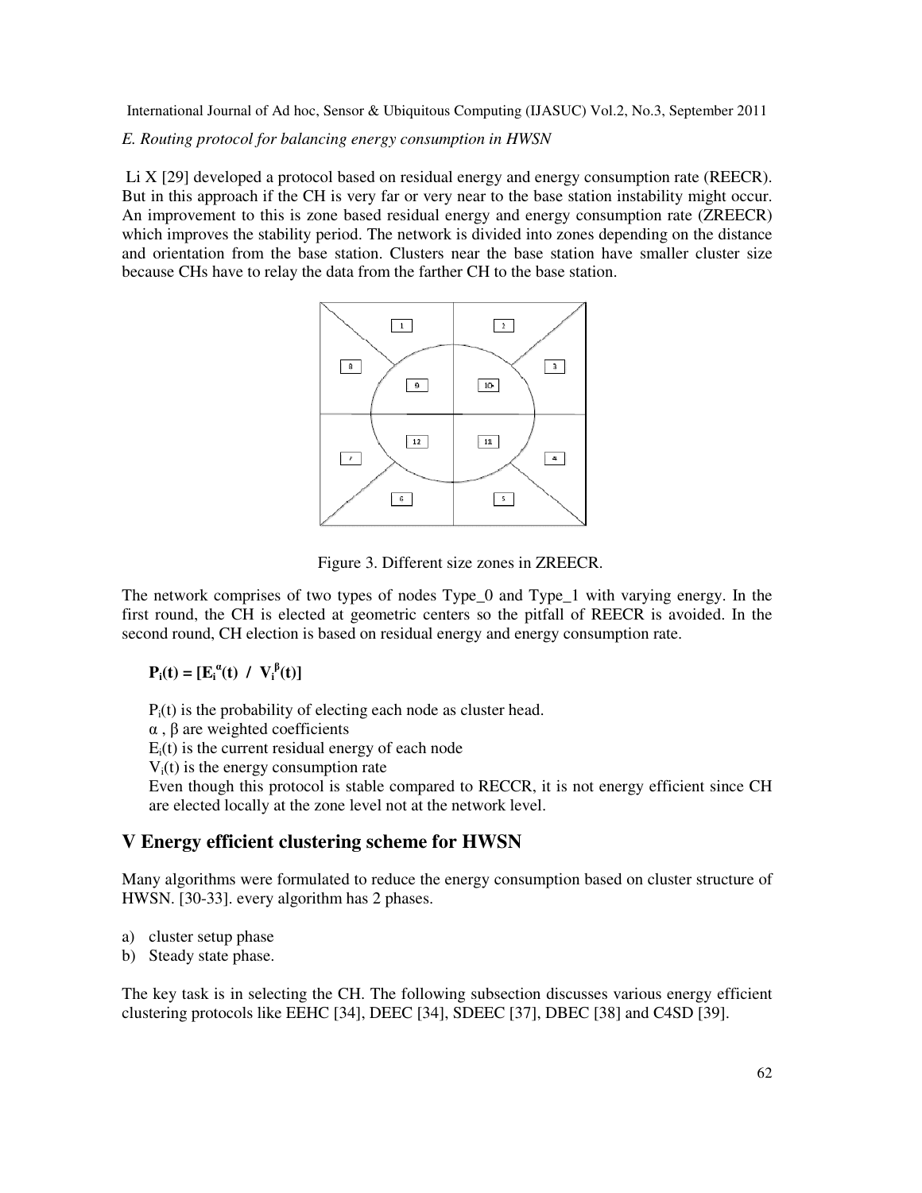*E. Routing protocol for balancing energy consumption in HWSN*

Li X [29] developed a protocol based on residual energy and energy consumption rate (REECR). But in this approach if the CH is very far or very near to the base station instability might occur. An improvement to this is zone based residual energy and energy consumption rate (ZREECR) which improves the stability period. The network is divided into zones depending on the distance and orientation from the base station. Clusters near the base station have smaller cluster size because CHs have to relay the data from the farther CH to the base station.

Figure 3. Different size zones in ZREECR.

The network comprises of two types of nodes Type_0 and Type_1 with varying energy. In the first round, the CH is elected at geometric centers so the pitfall of REECR is avoided. In the second round, CH election is based on residual energy and energy consumption rate.

$$\mathbf{P_i(t) = [E_i^{\alpha}(t) \;/\; V_i^{\beta}(t)]}$$

$P_i(t)$ is the probability of electing each node as cluster head.
$\alpha$ , $\beta$ are weighted coefficients
$E_i(t)$ is the current residual energy of each node
$V_i(t)$ is the energy consumption rate
Even though this protocol is stable compared to RECCR, it is not energy efficient since CH are elected locally at the zone level not at the network level.

## V Energy efficient clustering scheme for HWSN

Many algorithms were formulated to reduce the energy consumption based on cluster structure of HWSN. [30-33]. every algorithm has 2 phases.

a) cluster setup phase
b) Steady state phase.

The key task is in selecting the CH. The following subsection discusses various energy efficient clustering protocols like EEHC [34], DEEC [34], SDEEC [37], DBEC [38] and C4SD [39].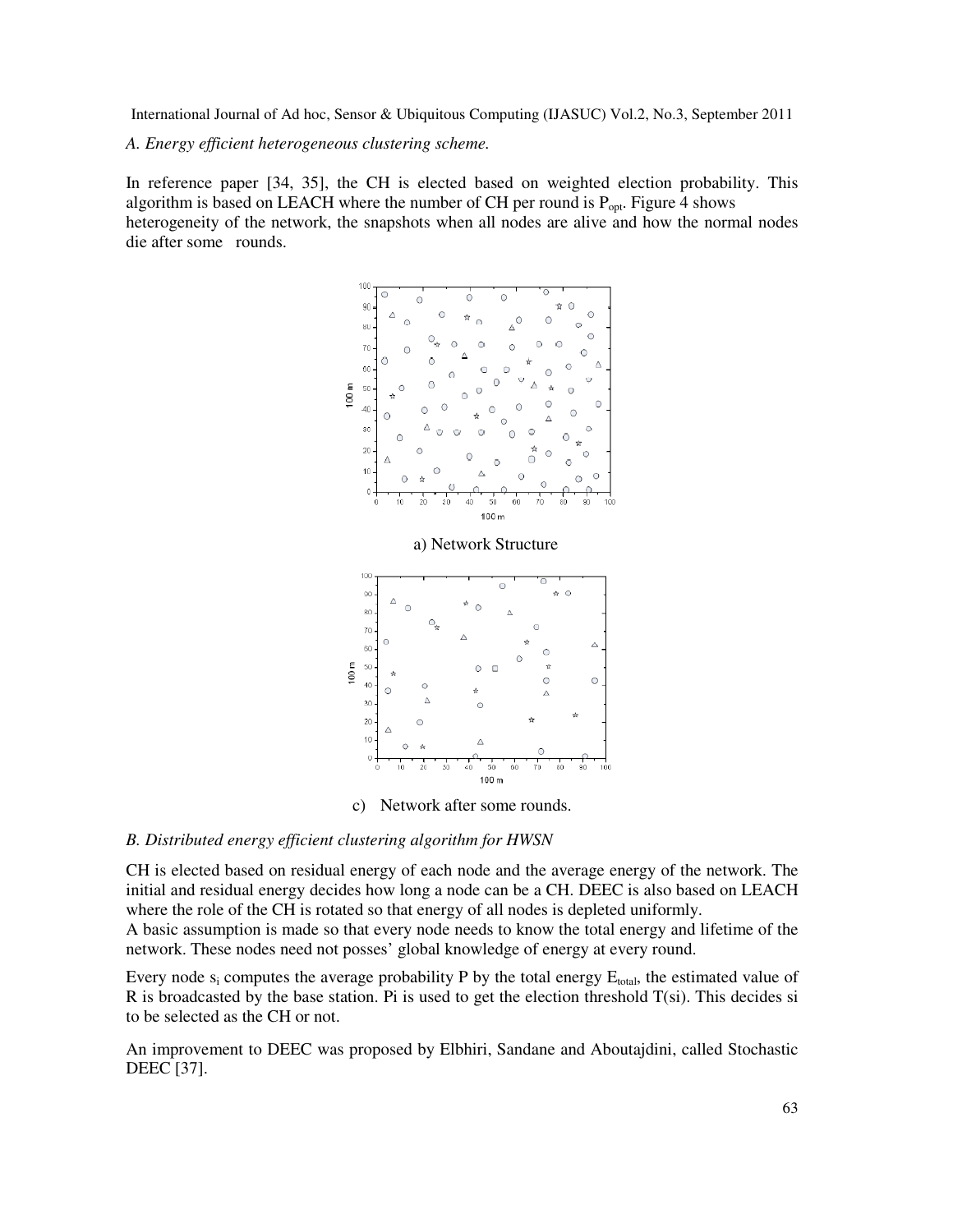*A. Energy efficient heterogeneous clustering scheme.*

In reference paper [34, 35], the CH is elected based on weighted election probability. This algorithm is based on LEACH where the number of CH per round is $P_{opt}$. Figure 4 shows heterogeneity of the network, the snapshots when all nodes are alive and how the normal nodes die after some rounds.

a) Network Structure

c) Network after some rounds.

*B. Distributed energy efficient clustering algorithm for HWSN*

CH is elected based on residual energy of each node and the average energy of the network. The initial and residual energy decides how long a node can be a CH. DEEC is also based on LEACH where the role of the CH is rotated so that energy of all nodes is depleted uniformly.

A basic assumption is made so that every node needs to know the total energy and lifetime of the network. These nodes need not posses' global knowledge of energy at every round.

Every node $s_i$ computes the average probability P by the total energy $E_{total}$, the estimated value of R is broadcasted by the base station. Pi is used to get the election threshold T(si). This decides si to be selected as the CH or not.

An improvement to DEEC was proposed by Elbhiri, Sandane and Aboutajdini, called Stochastic DEEC [37].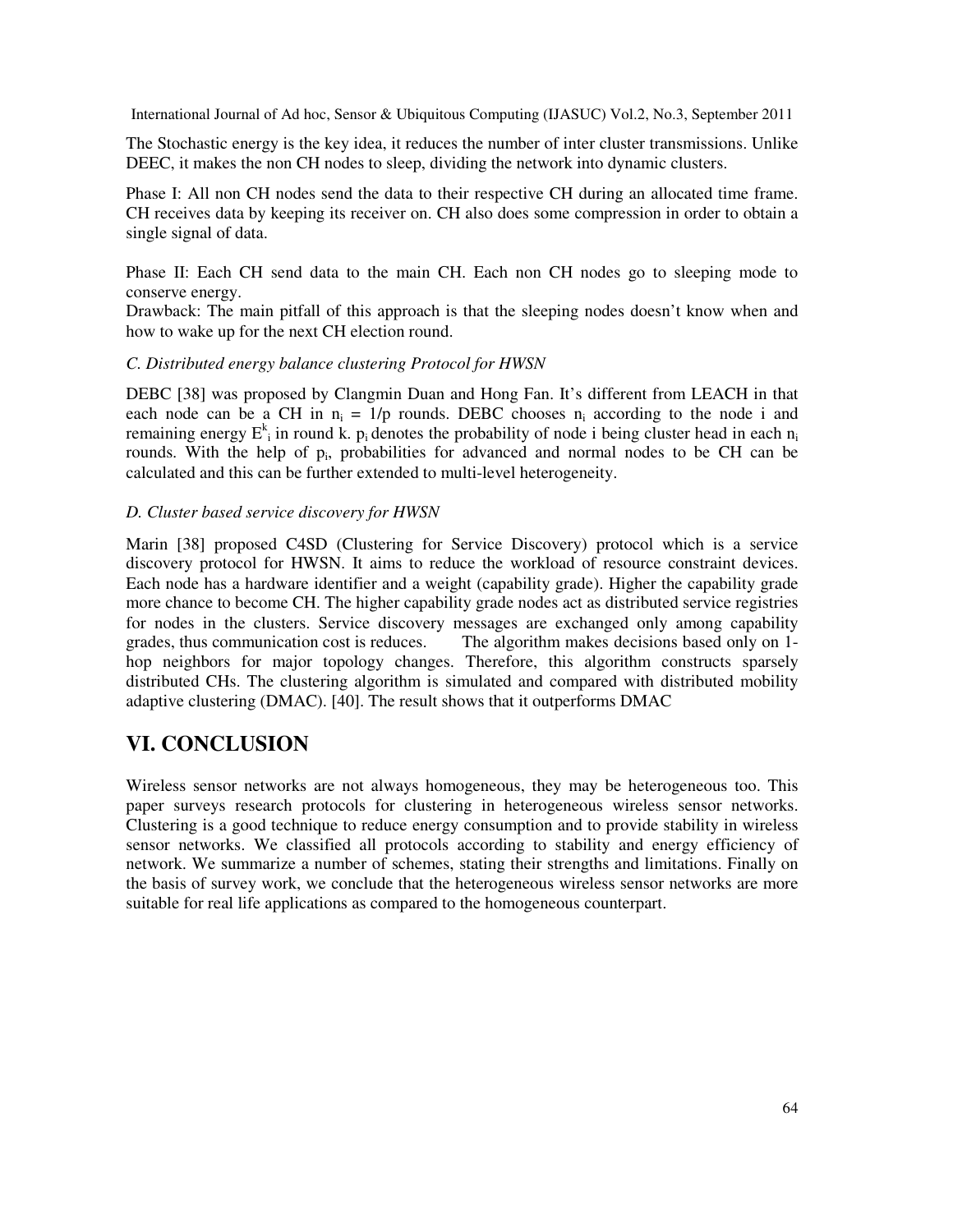The Stochastic energy is the key idea, it reduces the number of inter cluster transmissions. Unlike DEEC, it makes the non CH nodes to sleep, dividing the network into dynamic clusters.

Phase I: All non CH nodes send the data to their respective CH during an allocated time frame. CH receives data by keeping its receiver on. CH also does some compression in order to obtain a single signal of data.

Phase II: Each CH send data to the main CH. Each non CH nodes go to sleeping mode to conserve energy.
Drawback: The main pitfall of this approach is that the sleeping nodes doesn't know when and how to wake up for the next CH election round.

*C. Distributed energy balance clustering Protocol for HWSN*

DEBC [38] was proposed by Clangmin Duan and Hong Fan. It's different from LEACH in that each node can be a CH in $n_i = 1/p$ rounds. DEBC chooses $n_i$ according to the node i and remaining energy $E^k_i$ in round k. $p_i$ denotes the probability of node i being cluster head in each $n_i$ rounds. With the help of $p_i$, probabilities for advanced and normal nodes to be CH can be calculated and this can be further extended to multi-level heterogeneity.

*D. Cluster based service discovery for HWSN*

Marin [38] proposed C4SD (Clustering for Service Discovery) protocol which is a service discovery protocol for HWSN. It aims to reduce the workload of resource constraint devices. Each node has a hardware identifier and a weight (capability grade). Higher the capability grade more chance to become CH. The higher capability grade nodes act as distributed service registries for nodes in the clusters. Service discovery messages are exchanged only among capability grades, thus communication cost is reduces. The algorithm makes decisions based only on 1-hop neighbors for major topology changes. Therefore, this algorithm constructs sparsely distributed CHs. The clustering algorithm is simulated and compared with distributed mobility adaptive clustering (DMAC). [40]. The result shows that it outperforms DMAC

# VI. CONCLUSION

Wireless sensor networks are not always homogeneous, they may be heterogeneous too. This paper surveys research protocols for clustering in heterogeneous wireless sensor networks. Clustering is a good technique to reduce energy consumption and to provide stability in wireless sensor networks. We classified all protocols according to stability and energy efficiency of network. We summarize a number of schemes, stating their strengths and limitations. Finally on the basis of survey work, we conclude that the heterogeneous wireless sensor networks are more suitable for real life applications as compared to the homogeneous counterpart.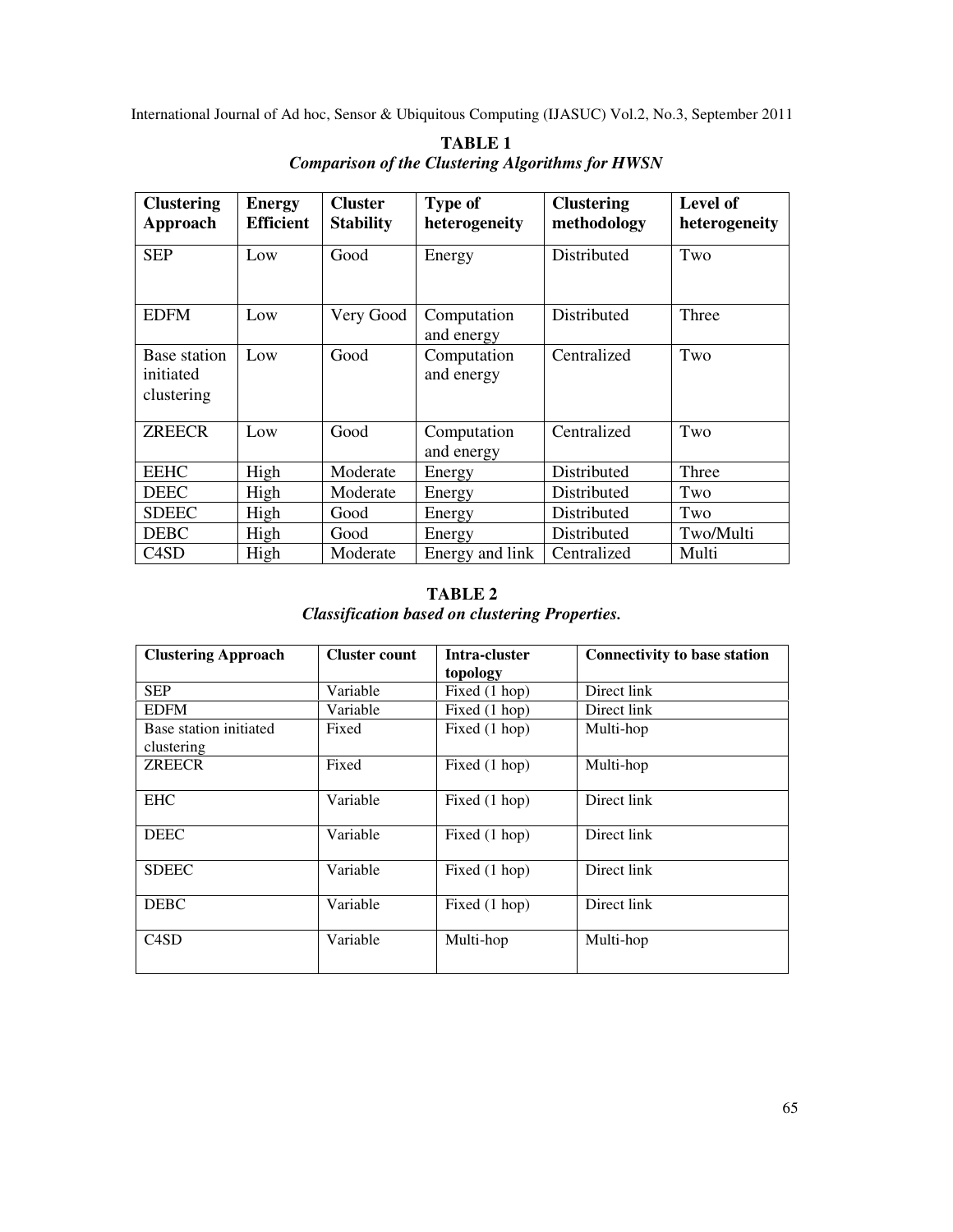**TABLE 1**

***Comparison of the Clustering Algorithms for HWSN***

| Clustering Approach | Energy Efficient | Cluster Stability | Type of heterogeneity | Clustering methodology | Level of heterogeneity |
|---|---|---|---|---|---|
| SEP | Low | Good | Energy | Distributed | Two |
| EDFM | Low | Very Good | Computation and energy | Distributed | Three |
| Base station initiated clustering | Low | Good | Computation and energy | Centralized | Two |
| ZREECR | Low | Good | Computation and energy | Centralized | Two |
| EEHC | High | Moderate | Energy | Distributed | Three |
| DEEC | High | Moderate | Energy | Distributed | Two |
| SDEEC | High | Good | Energy | Distributed | Two |
| DEBC | High | Good | Energy | Distributed | Two/Multi |
| C4SD | High | Moderate | Energy and link | Centralized | Multi |

**TABLE 2**

***Classification based on clustering Properties.***

| Clustering Approach | Cluster count | Intra-cluster topology | Connectivity to base station |
|---|---|---|---|
| SEP | Variable | Fixed (1 hop) | Direct link |
| EDFM | Variable | Fixed (1 hop) | Direct link |
| Base station initiated clustering | Fixed | Fixed (1 hop) | Multi-hop |
| ZREECR | Fixed | Fixed (1 hop) | Multi-hop |
| EHC | Variable | Fixed (1 hop) | Direct link |
| DEEC | Variable | Fixed (1 hop) | Direct link |
| SDEEC | Variable | Fixed (1 hop) | Direct link |
| DEBC | Variable | Fixed (1 hop) | Direct link |
| C4SD | Variable | Multi-hop | Multi-hop |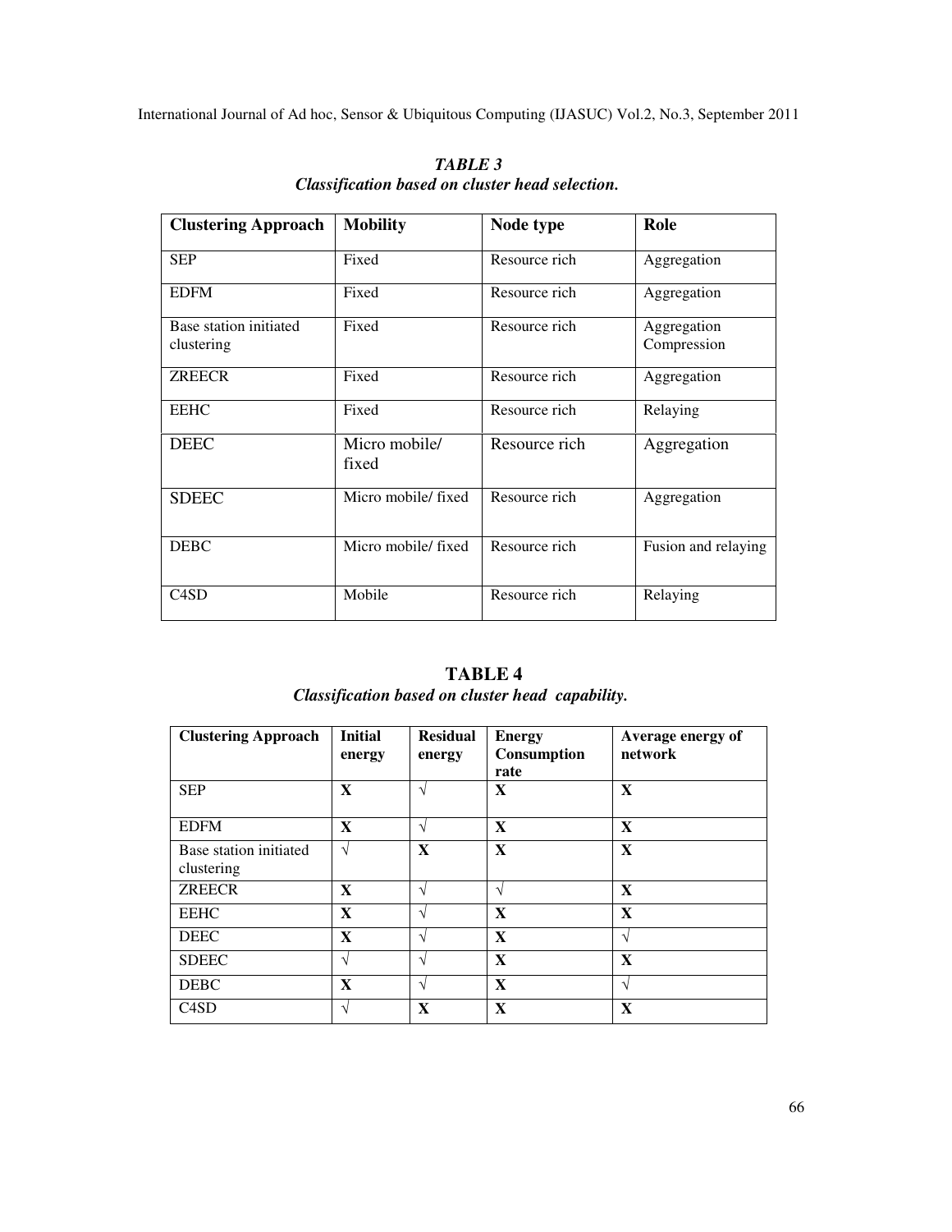***TABLE 3***
***Classification based on cluster head selection.***

| **Clustering Approach** | **Mobility** | **Node type** | **Role** |
|---|---|---|---|
| SEP | Fixed | Resource rich | Aggregation |
| EDFM | Fixed | Resource rich | Aggregation |
| Base station initiated clustering | Fixed | Resource rich | Aggregation Compression |
| ZREECR | Fixed | Resource rich | Aggregation |
| EEHC | Fixed | Resource rich | Relaying |
| DEEC | Micro mobile/ fixed | Resource rich | Aggregation |
| SDEEC | Micro mobile/ fixed | Resource rich | Aggregation |
| DEBC | Micro mobile/ fixed | Resource rich | Fusion and relaying |
| C4SD | Mobile | Resource rich | Relaying |

**TABLE 4**
***Classification based on cluster head capability.***

| **Clustering Approach** | **Initial energy** | **Residual energy** | **Energy Consumption rate** | **Average energy of network** |
|---|---|---|---|---|
| SEP | **X** | √ | **X** | **X** |
| EDFM | **X** | √ | **X** | **X** |
| Base station initiated clustering | √ | **X** | **X** | **X** |
| ZREECR | **X** | √ | √ | **X** |
| EEHC | **X** | √ | **X** | **X** |
| DEEC | **X** | √ | **X** | √ |
| SDEEC | √ | √ | **X** | **X** |
| DEBC | **X** | √ | **X** | √ |
| C4SD | √ | **X** | **X** | **X** |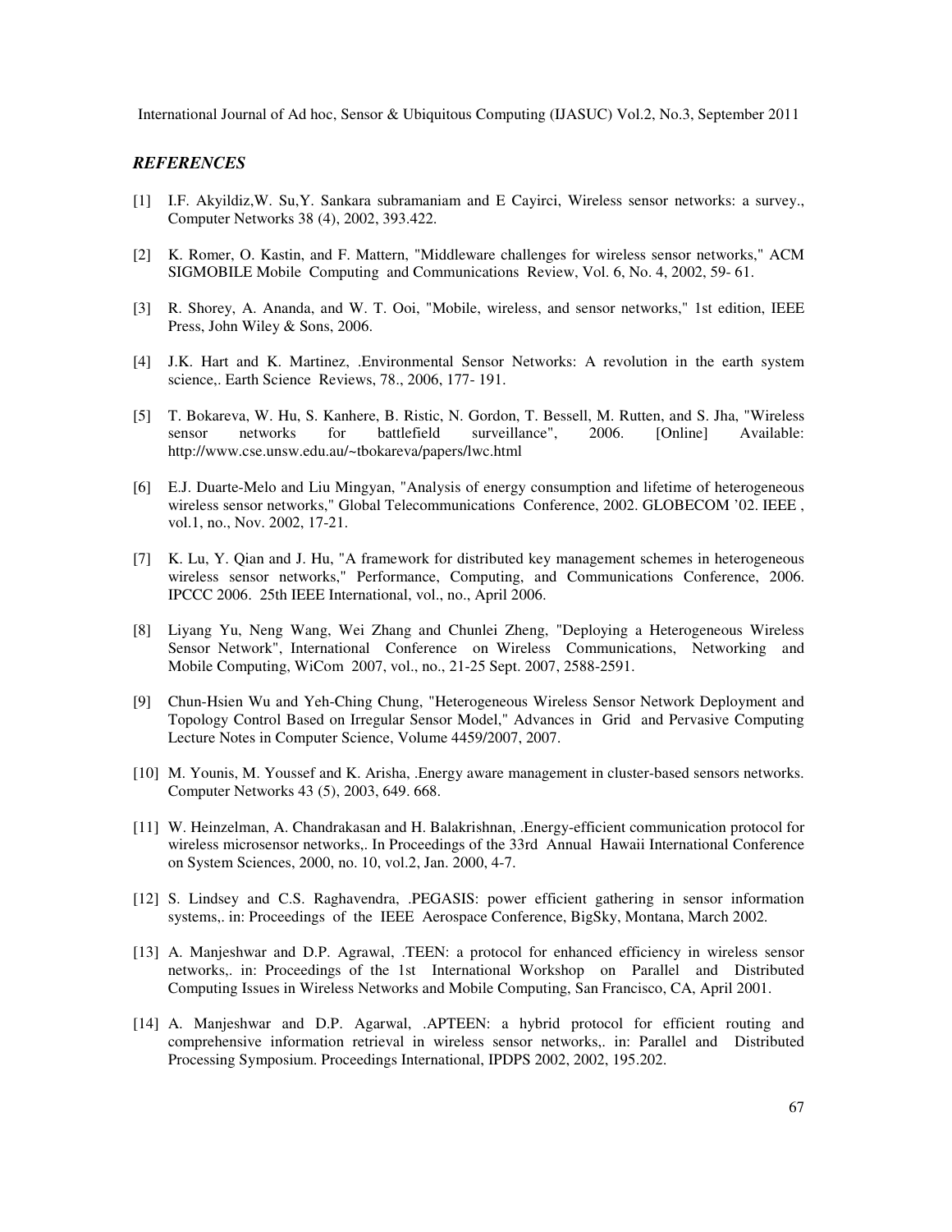### *REFERENCES*

[1] I.F. Akyildiz,W. Su,Y. Sankara subramaniam and E Cayirci, Wireless sensor networks: a survey., Computer Networks 38 (4), 2002, 393.422.

[2] K. Romer, O. Kastin, and F. Mattern, "Middleware challenges for wireless sensor networks," ACM SIGMOBILE Mobile Computing and Communications Review, Vol. 6, No. 4, 2002, 59- 61.

[3] R. Shorey, A. Ananda, and W. T. Ooi, "Mobile, wireless, and sensor networks," 1st edition, IEEE Press, John Wiley & Sons, 2006.

[4] J.K. Hart and K. Martinez, .Environmental Sensor Networks: A revolution in the earth system science,. Earth Science Reviews, 78., 2006, 177- 191.

[5] T. Bokareva, W. Hu, S. Kanhere, B. Ristic, N. Gordon, T. Bessell, M. Rutten, and S. Jha, "Wireless sensor networks for battlefield surveillance", 2006. [Online] Available: http://www.cse.unsw.edu.au/~tbokareva/papers/lwc.html

[6] E.J. Duarte-Melo and Liu Mingyan, "Analysis of energy consumption and lifetime of heterogeneous wireless sensor networks," Global Telecommunications Conference, 2002. GLOBECOM '02. IEEE , vol.1, no., Nov. 2002, 17-21.

[7] K. Lu, Y. Qian and J. Hu, "A framework for distributed key management schemes in heterogeneous wireless sensor networks," Performance, Computing, and Communications Conference, 2006. IPCCC 2006. 25th IEEE International, vol., no., April 2006.

[8] Liyang Yu, Neng Wang, Wei Zhang and Chunlei Zheng, "Deploying a Heterogeneous Wireless Sensor Network", International Conference on Wireless Communications, Networking and Mobile Computing, WiCom 2007, vol., no., 21-25 Sept. 2007, 2588-2591.

[9] Chun-Hsien Wu and Yeh-Ching Chung, "Heterogeneous Wireless Sensor Network Deployment and Topology Control Based on Irregular Sensor Model," Advances in Grid and Pervasive Computing Lecture Notes in Computer Science, Volume 4459/2007, 2007.

[10] M. Younis, M. Youssef and K. Arisha, .Energy aware management in cluster-based sensors networks. Computer Networks 43 (5), 2003, 649. 668.

[11] W. Heinzelman, A. Chandrakasan and H. Balakrishnan, .Energy-efficient communication protocol for wireless microsensor networks,. In Proceedings of the 33rd Annual Hawaii International Conference on System Sciences, 2000, no. 10, vol.2, Jan. 2000, 4-7.

[12] S. Lindsey and C.S. Raghavendra, .PEGASIS: power efficient gathering in sensor information systems,. in: Proceedings of the IEEE Aerospace Conference, BigSky, Montana, March 2002.

[13] A. Manjeshwar and D.P. Agrawal, .TEEN: a protocol for enhanced efficiency in wireless sensor networks,. in: Proceedings of the 1st International Workshop on Parallel and Distributed Computing Issues in Wireless Networks and Mobile Computing, San Francisco, CA, April 2001.

[14] A. Manjeshwar and D.P. Agarwal, .APTEEN: a hybrid protocol for efficient routing and comprehensive information retrieval in wireless sensor networks,. in: Parallel and Distributed Processing Symposium. Proceedings International, IPDPS 2002, 2002, 195.202.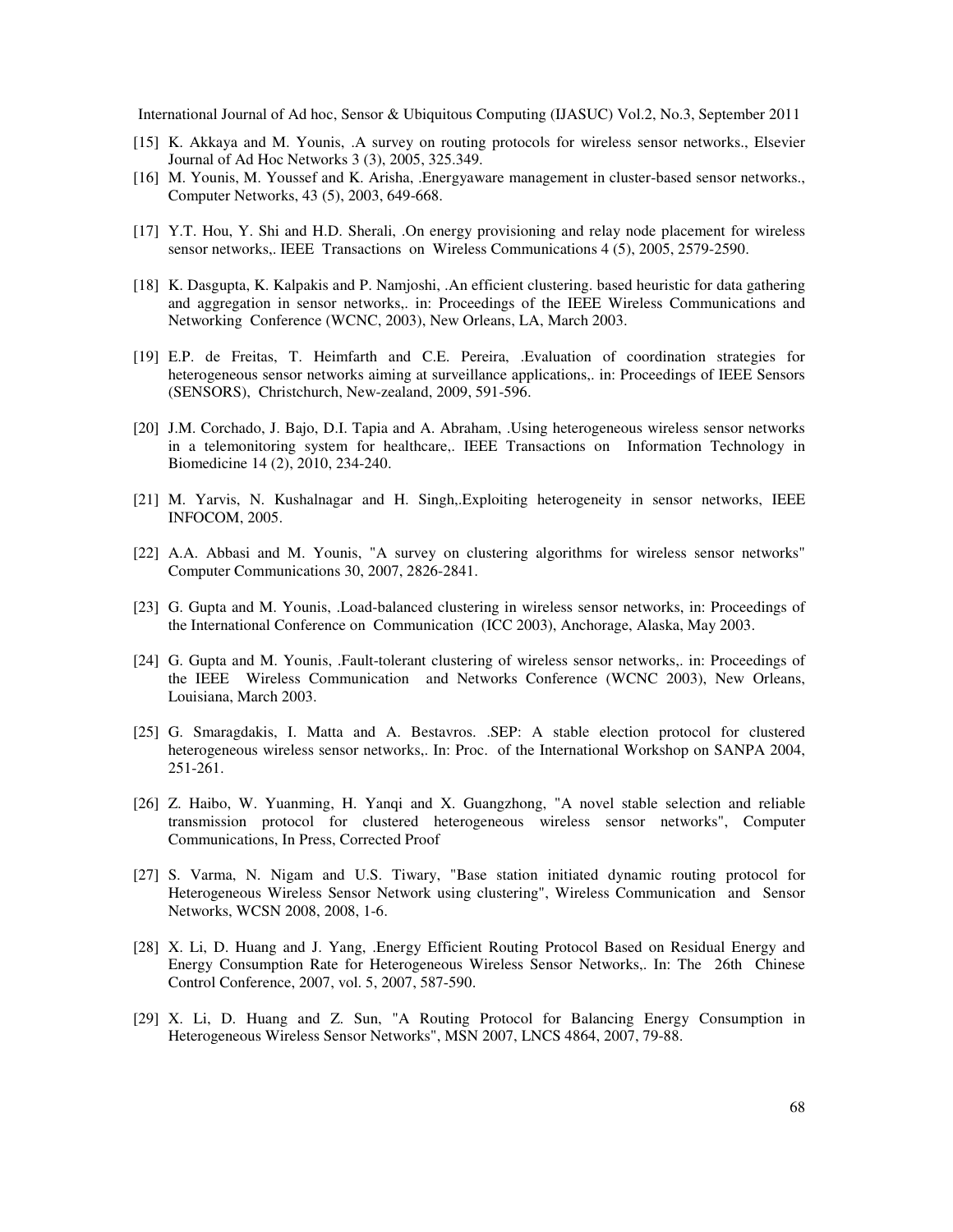[15] K. Akkaya and M. Younis, .A survey on routing protocols for wireless sensor networks., Elsevier Journal of Ad Hoc Networks 3 (3), 2005, 325.349.

[16] M. Younis, M. Youssef and K. Arisha, .Energyaware management in cluster-based sensor networks., Computer Networks, 43 (5), 2003, 649-668.

[17] Y.T. Hou, Y. Shi and H.D. Sherali, .On energy provisioning and relay node placement for wireless sensor networks,. IEEE Transactions on Wireless Communications 4 (5), 2005, 2579-2590.

[18] K. Dasgupta, K. Kalpakis and P. Namjoshi, .An efficient clustering. based heuristic for data gathering and aggregation in sensor networks,. in: Proceedings of the IEEE Wireless Communications and Networking Conference (WCNC, 2003), New Orleans, LA, March 2003.

[19] E.P. de Freitas, T. Heimfarth and C.E. Pereira, .Evaluation of coordination strategies for heterogeneous sensor networks aiming at surveillance applications,. in: Proceedings of IEEE Sensors (SENSORS), Christchurch, New-zealand, 2009, 591-596.

[20] J.M. Corchado, J. Bajo, D.I. Tapia and A. Abraham, .Using heterogeneous wireless sensor networks in a telemonitoring system for healthcare,. IEEE Transactions on Information Technology in Biomedicine 14 (2), 2010, 234-240.

[21] M. Yarvis, N. Kushalnagar and H. Singh,.Exploiting heterogeneity in sensor networks, IEEE INFOCOM, 2005.

[22] A.A. Abbasi and M. Younis, "A survey on clustering algorithms for wireless sensor networks" Computer Communications 30, 2007, 2826-2841.

[23] G. Gupta and M. Younis, .Load-balanced clustering in wireless sensor networks, in: Proceedings of the International Conference on Communication (ICC 2003), Anchorage, Alaska, May 2003.

[24] G. Gupta and M. Younis, .Fault-tolerant clustering of wireless sensor networks,. in: Proceedings of the IEEE Wireless Communication and Networks Conference (WCNC 2003), New Orleans, Louisiana, March 2003.

[25] G. Smaragdakis, I. Matta and A. Bestavros. .SEP: A stable election protocol for clustered heterogeneous wireless sensor networks,. In: Proc. of the International Workshop on SANPA 2004, 251-261.

[26] Z. Haibo, W. Yuanming, H. Yanqi and X. Guangzhong, "A novel stable selection and reliable transmission protocol for clustered heterogeneous wireless sensor networks", Computer Communications, In Press, Corrected Proof

[27] S. Varma, N. Nigam and U.S. Tiwary, "Base station initiated dynamic routing protocol for Heterogeneous Wireless Sensor Network using clustering", Wireless Communication and Sensor Networks, WCSN 2008, 2008, 1-6.

[28] X. Li, D. Huang and J. Yang, .Energy Efficient Routing Protocol Based on Residual Energy and Energy Consumption Rate for Heterogeneous Wireless Sensor Networks,. In: The 26th Chinese Control Conference, 2007, vol. 5, 2007, 587-590.

[29] X. Li, D. Huang and Z. Sun, "A Routing Protocol for Balancing Energy Consumption in Heterogeneous Wireless Sensor Networks", MSN 2007, LNCS 4864, 2007, 79-88.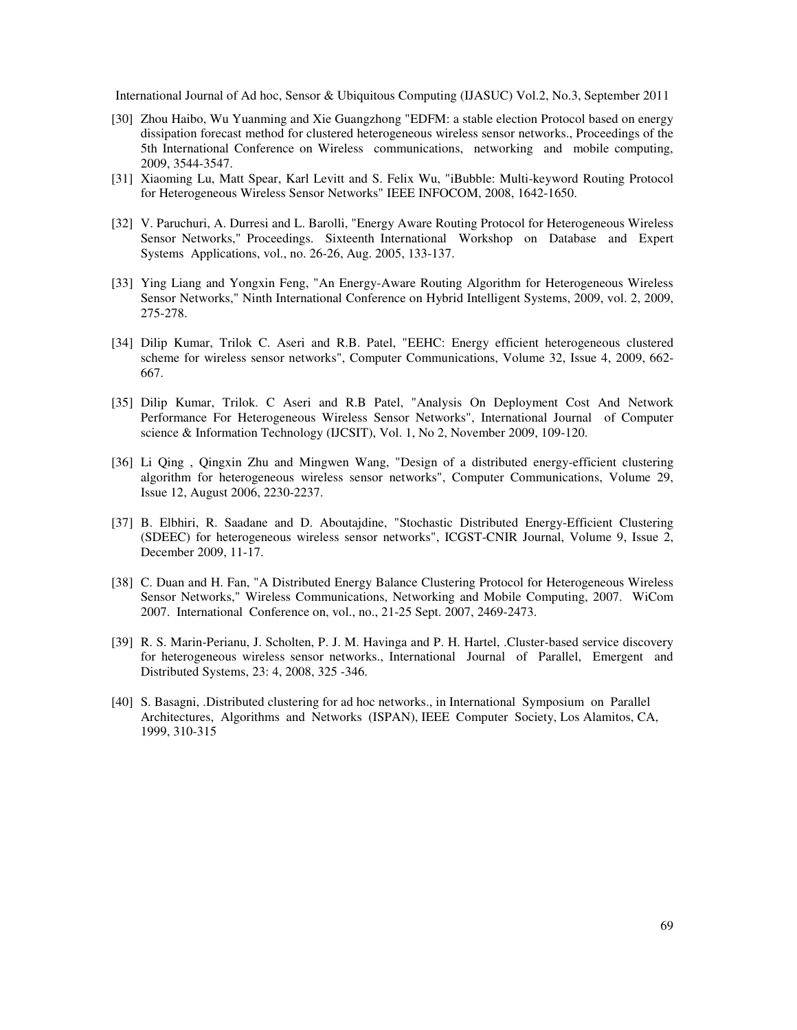[30] Zhou Haibo, Wu Yuanming and Xie Guangzhong "EDFM: a stable election Protocol based on energy dissipation forecast method for clustered heterogeneous wireless sensor networks., Proceedings of the 5th International Conference on Wireless communications, networking and mobile computing, 2009, 3544-3547.

[31] Xiaoming Lu, Matt Spear, Karl Levitt and S. Felix Wu, "iBubble: Multi-keyword Routing Protocol for Heterogeneous Wireless Sensor Networks" IEEE INFOCOM, 2008, 1642-1650.

[32] V. Paruchuri, A. Durresi and L. Barolli, "Energy Aware Routing Protocol for Heterogeneous Wireless Sensor Networks," Proceedings. Sixteenth International Workshop on Database and Expert Systems Applications, vol., no. 26-26, Aug. 2005, 133-137.

[33] Ying Liang and Yongxin Feng, "An Energy-Aware Routing Algorithm for Heterogeneous Wireless Sensor Networks," Ninth International Conference on Hybrid Intelligent Systems, 2009, vol. 2, 2009, 275-278.

[34] Dilip Kumar, Trilok C. Aseri and R.B. Patel, "EEHC: Energy efficient heterogeneous clustered scheme for wireless sensor networks", Computer Communications, Volume 32, Issue 4, 2009, 662-667.

[35] Dilip Kumar, Trilok. C Aseri and R.B Patel, "Analysis On Deployment Cost And Network Performance For Heterogeneous Wireless Sensor Networks", International Journal of Computer science & Information Technology (IJCSIT), Vol. 1, No 2, November 2009, 109-120.

[36] Li Qing , Qingxin Zhu and Mingwen Wang, "Design of a distributed energy-efficient clustering algorithm for heterogeneous wireless sensor networks", Computer Communications, Volume 29, Issue 12, August 2006, 2230-2237.

[37] B. Elbhiri, R. Saadane and D. Aboutajdine, "Stochastic Distributed Energy-Efficient Clustering (SDEEC) for heterogeneous wireless sensor networks", ICGST-CNIR Journal, Volume 9, Issue 2, December 2009, 11-17.

[38] C. Duan and H. Fan, "A Distributed Energy Balance Clustering Protocol for Heterogeneous Wireless Sensor Networks," Wireless Communications, Networking and Mobile Computing, 2007. WiCom 2007. International Conference on, vol., no., 21-25 Sept. 2007, 2469-2473.

[39] R. S. Marin-Perianu, J. Scholten, P. J. M. Havinga and P. H. Hartel, .Cluster-based service discovery for heterogeneous wireless sensor networks., International Journal of Parallel, Emergent and Distributed Systems, 23: 4, 2008, 325 -346.

[40] S. Basagni, .Distributed clustering for ad hoc networks., in International Symposium on Parallel Architectures, Algorithms and Networks (ISPAN), IEEE Computer Society, Los Alamitos, CA, 1999, 310-315